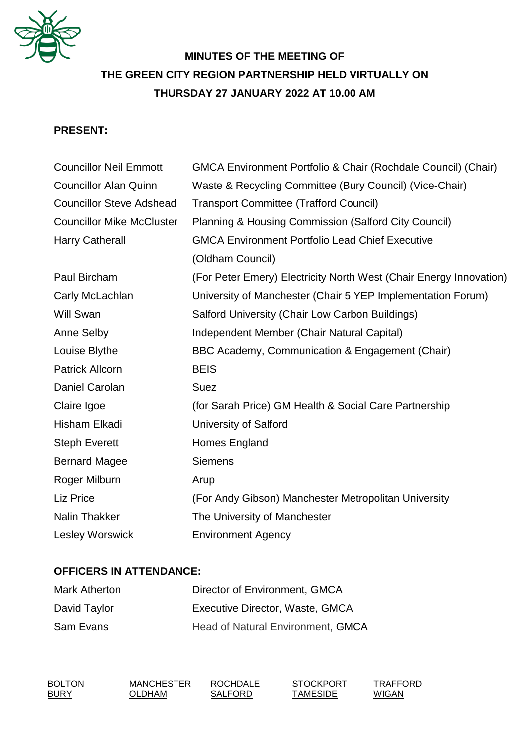# MINUTES OF THE MEETING OF THE GREEN CITY REGION PARTNERSHIP HELD VIRTUALLY ON THURSDAY 27 JANUARY 2022 AT 10.00 AM

**PRESENT:**

| | |
|---|---|
| Councillor Neil Emmott | GMCA Environment Portfolio & Chair (Rochdale Council) (Chair) |
| Councillor Alan Quinn | Waste & Recycling Committee (Bury Council) (Vice-Chair) |
| Councillor Steve Adshead | Transport Committee (Trafford Council) |
| Councillor Mike McCluster | Planning & Housing Commission (Salford City Council) |
| Harry Catherall | GMCA Environment Portfolio Lead Chief Executive (Oldham Council) |
| Paul Bircham | (For Peter Emery) Electricity North West (Chair Energy Innovation) |
| Carly McLachlan | University of Manchester (Chair 5 YEP Implementation Forum) |
| Will Swan | Salford University (Chair Low Carbon Buildings) |
| Anne Selby | Independent Member (Chair Natural Capital) |
| Louise Blythe | BBC Academy, Communication & Engagement (Chair) |
| Patrick Allcorn | BEIS |
| Daniel Carolan | Suez |
| Claire Igoe | (for Sarah Price) GM Health & Social Care Partnership |
| Hisham Elkadi | University of Salford |
| Steph Everett | Homes England |
| Bernard Magee | Siemens |
| Roger Milburn | Arup |
| Liz Price | (For Andy Gibson) Manchester Metropolitan University |
| Nalin Thakker | The University of Manchester |
| Lesley Worswick | Environment Agency |

**OFFICERS IN ATTENDANCE:**

| | |
|---|---|
| Mark Atherton | Director of Environment, GMCA |
| David Taylor | Executive Director, Waste, GMCA |
| Sam Evans | Head of Natural Environment, GMCA |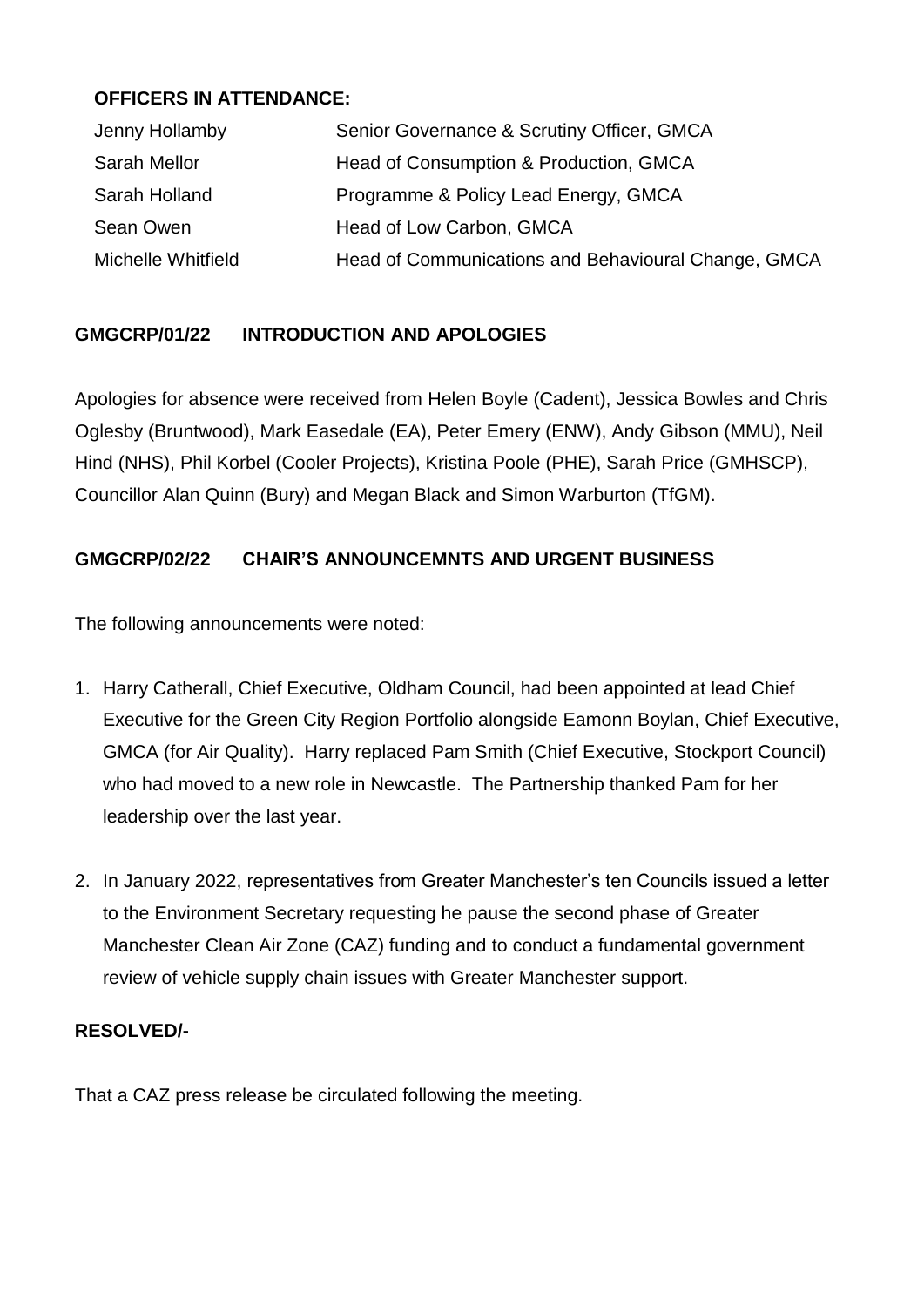**OFFICERS IN ATTENDANCE:**

| | |
|---|---|
| Jenny Hollamby | Senior Governance & Scrutiny Officer, GMCA |
| Sarah Mellor | Head of Consumption & Production, GMCA |
| Sarah Holland | Programme & Policy Lead Energy, GMCA |
| Sean Owen | Head of Low Carbon, GMCA |
| Michelle Whitfield | Head of Communications and Behavioural Change, GMCA |

**GMGCRP/01/22 INTRODUCTION AND APOLOGIES**

Apologies for absence were received from Helen Boyle (Cadent), Jessica Bowles and Chris Oglesby (Bruntwood), Mark Easedale (EA), Peter Emery (ENW), Andy Gibson (MMU), Neil Hind (NHS), Phil Korbel (Cooler Projects), Kristina Poole (PHE), Sarah Price (GMHSCP), Councillor Alan Quinn (Bury) and Megan Black and Simon Warburton (TfGM).

**GMGCRP/02/22 CHAIR'S ANNOUNCEMNTS AND URGENT BUSINESS**

The following announcements were noted:

1. Harry Catherall, Chief Executive, Oldham Council, had been appointed at lead Chief Executive for the Green City Region Portfolio alongside Eamonn Boylan, Chief Executive, GMCA (for Air Quality). Harry replaced Pam Smith (Chief Executive, Stockport Council) who had moved to a new role in Newcastle. The Partnership thanked Pam for her leadership over the last year.

2. In January 2022, representatives from Greater Manchester's ten Councils issued a letter to the Environment Secretary requesting he pause the second phase of Greater Manchester Clean Air Zone (CAZ) funding and to conduct a fundamental government review of vehicle supply chain issues with Greater Manchester support.

**RESOLVED/-**

That a CAZ press release be circulated following the meeting.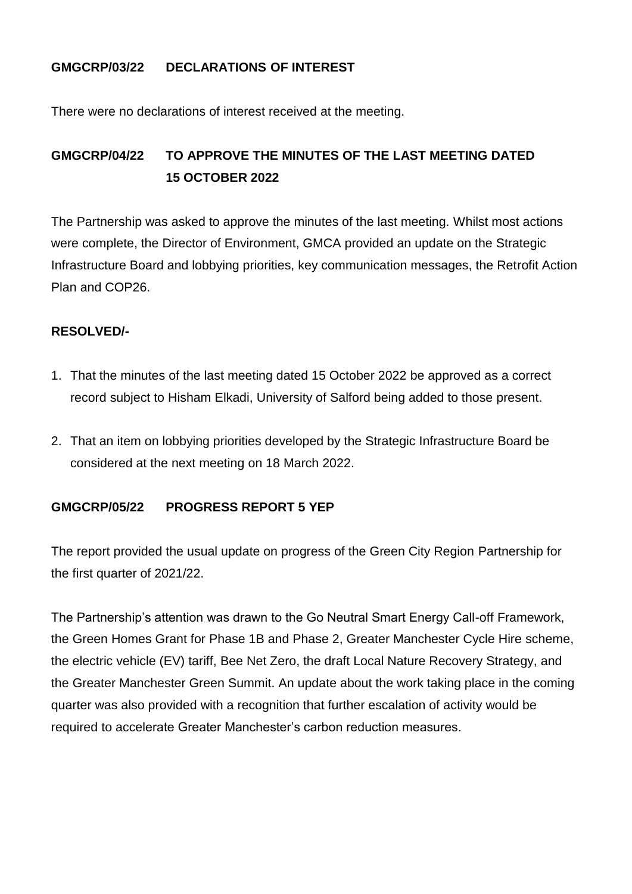**GMGCRP/03/22 DECLARATIONS OF INTEREST**

There were no declarations of interest received at the meeting.

**GMGCRP/04/22 TO APPROVE THE MINUTES OF THE LAST MEETING DATED 15 OCTOBER 2022**

The Partnership was asked to approve the minutes of the last meeting. Whilst most actions were complete, the Director of Environment, GMCA provided an update on the Strategic Infrastructure Board and lobbying priorities, key communication messages, the Retrofit Action Plan and COP26.

**RESOLVED/-**

1. That the minutes of the last meeting dated 15 October 2022 be approved as a correct record subject to Hisham Elkadi, University of Salford being added to those present.

2. That an item on lobbying priorities developed by the Strategic Infrastructure Board be considered at the next meeting on 18 March 2022.

**GMGCRP/05/22 PROGRESS REPORT 5 YEP**

The report provided the usual update on progress of the Green City Region Partnership for the first quarter of 2021/22.

The Partnership's attention was drawn to the Go Neutral Smart Energy Call-off Framework, the Green Homes Grant for Phase 1B and Phase 2, Greater Manchester Cycle Hire scheme, the electric vehicle (EV) tariff, Bee Net Zero, the draft Local Nature Recovery Strategy, and the Greater Manchester Green Summit. An update about the work taking place in the coming quarter was also provided with a recognition that further escalation of activity would be required to accelerate Greater Manchester's carbon reduction measures.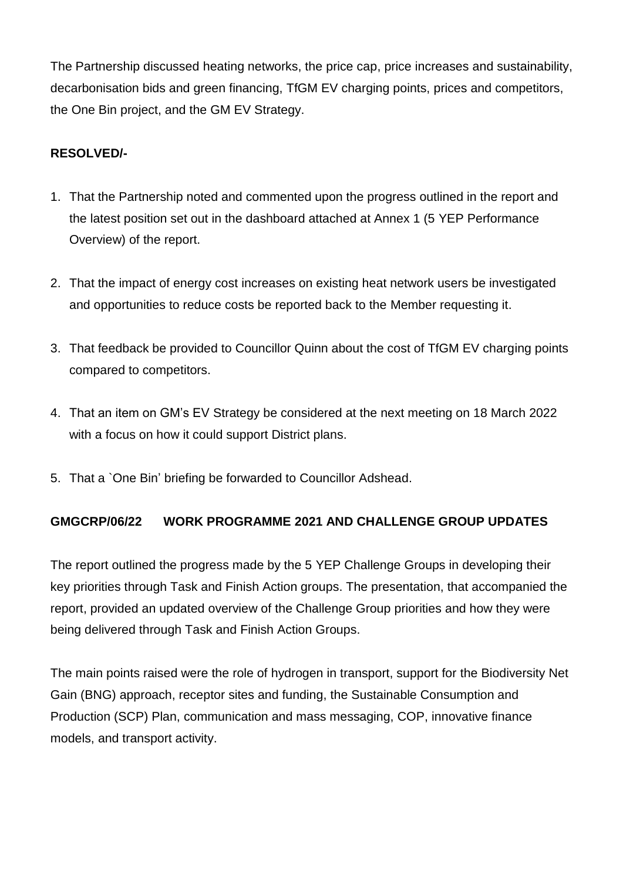The Partnership discussed heating networks, the price cap, price increases and sustainability, decarbonisation bids and green financing, TfGM EV charging points, prices and competitors, the One Bin project, and the GM EV Strategy.

**RESOLVED/-**

1. That the Partnership noted and commented upon the progress outlined in the report and the latest position set out in the dashboard attached at Annex 1 (5 YEP Performance Overview) of the report.

2. That the impact of energy cost increases on existing heat network users be investigated and opportunities to reduce costs be reported back to the Member requesting it.

3. That feedback be provided to Councillor Quinn about the cost of TfGM EV charging points compared to competitors.

4. That an item on GM's EV Strategy be considered at the next meeting on 18 March 2022 with a focus on how it could support District plans.

5. That a `One Bin' briefing be forwarded to Councillor Adshead.

**GMGCRP/06/22 WORK PROGRAMME 2021 AND CHALLENGE GROUP UPDATES**

The report outlined the progress made by the 5 YEP Challenge Groups in developing their key priorities through Task and Finish Action groups. The presentation, that accompanied the report, provided an updated overview of the Challenge Group priorities and how they were being delivered through Task and Finish Action Groups.

The main points raised were the role of hydrogen in transport, support for the Biodiversity Net Gain (BNG) approach, receptor sites and funding, the Sustainable Consumption and Production (SCP) Plan, communication and mass messaging, COP, innovative finance models, and transport activity.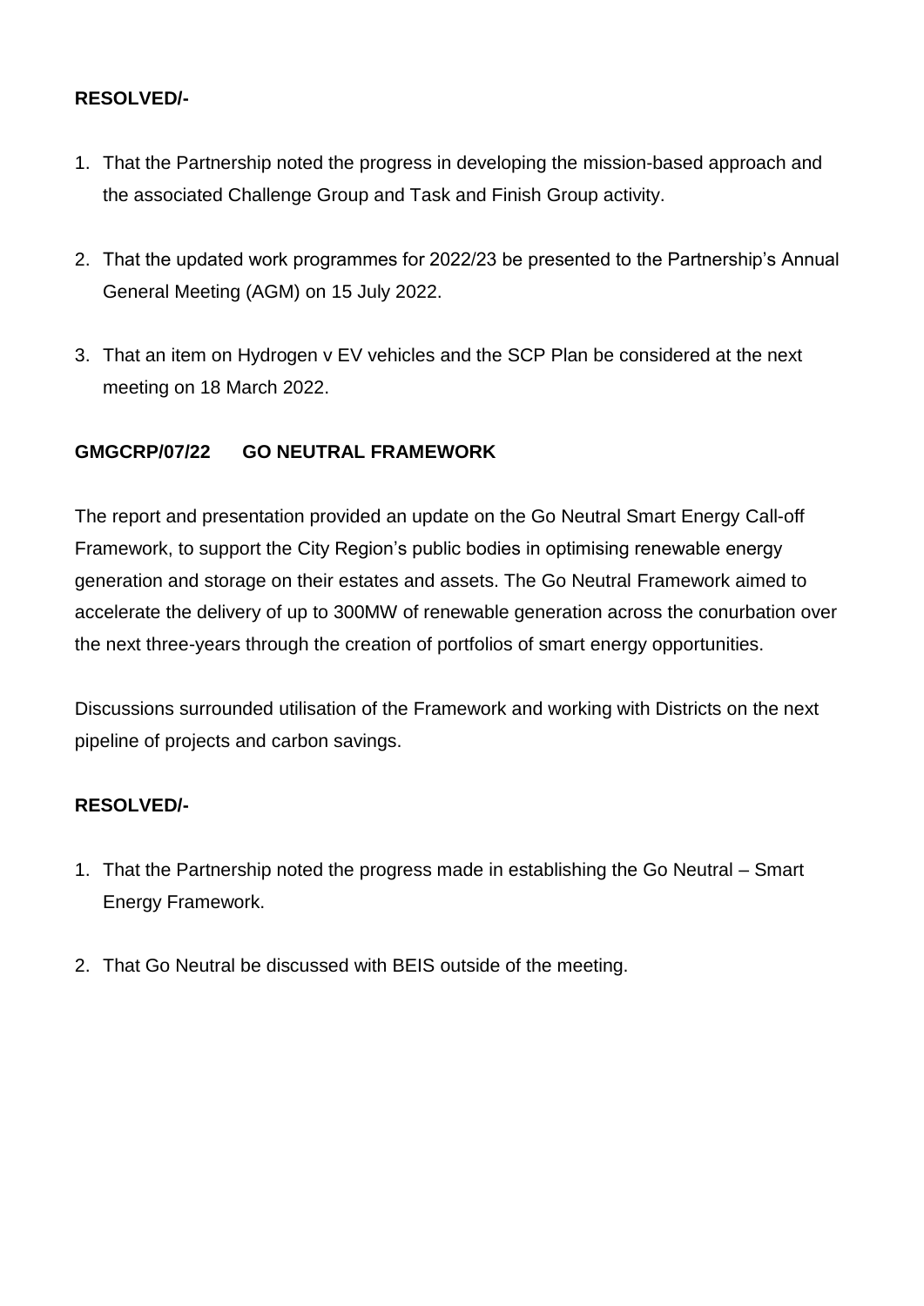**RESOLVED/-**

1. That the Partnership noted the progress in developing the mission-based approach and the associated Challenge Group and Task and Finish Group activity.

2. That the updated work programmes for 2022/23 be presented to the Partnership's Annual General Meeting (AGM) on 15 July 2022.

3. That an item on Hydrogen v EV vehicles and the SCP Plan be considered at the next meeting on 18 March 2022.

**GMGCRP/07/22 GO NEUTRAL FRAMEWORK**

The report and presentation provided an update on the Go Neutral Smart Energy Call-off Framework, to support the City Region's public bodies in optimising renewable energy generation and storage on their estates and assets. The Go Neutral Framework aimed to accelerate the delivery of up to 300MW of renewable generation across the conurbation over the next three-years through the creation of portfolios of smart energy opportunities.

Discussions surrounded utilisation of the Framework and working with Districts on the next pipeline of projects and carbon savings.

**RESOLVED/-**

1. That the Partnership noted the progress made in establishing the Go Neutral – Smart Energy Framework.

2. That Go Neutral be discussed with BEIS outside of the meeting.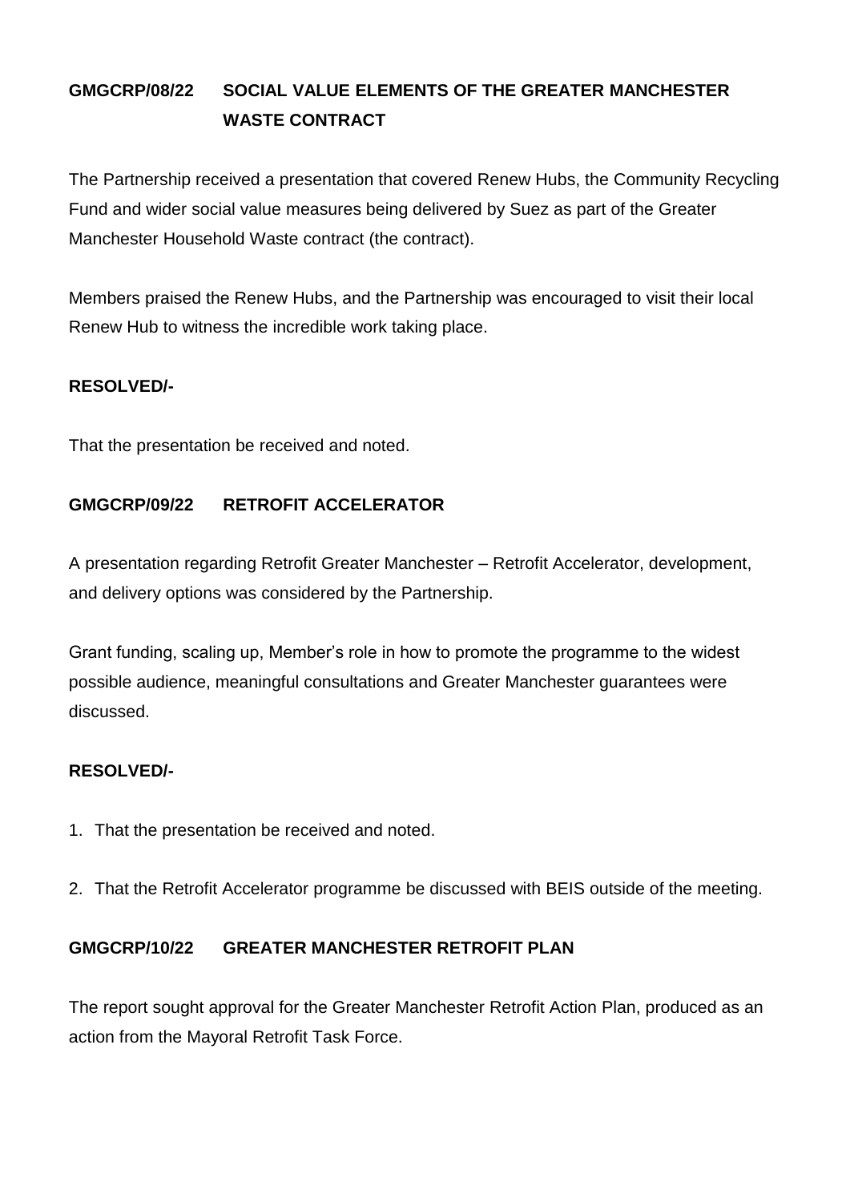**GMGCRP/08/22 SOCIAL VALUE ELEMENTS OF THE GREATER MANCHESTER WASTE CONTRACT**

The Partnership received a presentation that covered Renew Hubs, the Community Recycling Fund and wider social value measures being delivered by Suez as part of the Greater Manchester Household Waste contract (the contract).

Members praised the Renew Hubs, and the Partnership was encouraged to visit their local Renew Hub to witness the incredible work taking place.

**RESOLVED/-**

That the presentation be received and noted.

**GMGCRP/09/22 RETROFIT ACCELERATOR**

A presentation regarding Retrofit Greater Manchester – Retrofit Accelerator, development, and delivery options was considered by the Partnership.

Grant funding, scaling up, Member's role in how to promote the programme to the widest possible audience, meaningful consultations and Greater Manchester guarantees were discussed.

**RESOLVED/-**

1. That the presentation be received and noted.
2. That the Retrofit Accelerator programme be discussed with BEIS outside of the meeting.

**GMGCRP/10/22 GREATER MANCHESTER RETROFIT PLAN**

The report sought approval for the Greater Manchester Retrofit Action Plan, produced as an action from the Mayoral Retrofit Task Force.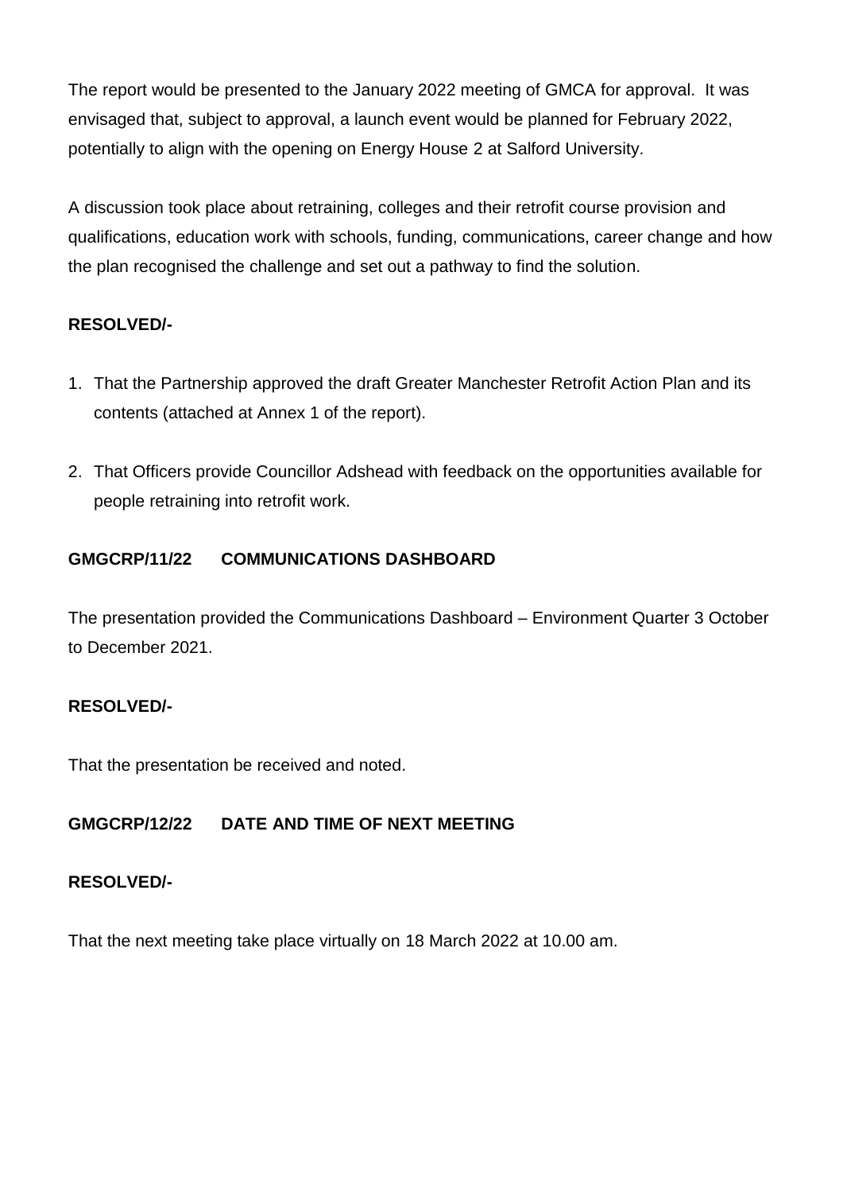The report would be presented to the January 2022 meeting of GMCA for approval. It was envisaged that, subject to approval, a launch event would be planned for February 2022, potentially to align with the opening on Energy House 2 at Salford University.

A discussion took place about retraining, colleges and their retrofit course provision and qualifications, education work with schools, funding, communications, career change and how the plan recognised the challenge and set out a pathway to find the solution.

**RESOLVED/-**

1. That the Partnership approved the draft Greater Manchester Retrofit Action Plan and its contents (attached at Annex 1 of the report).
2. That Officers provide Councillor Adshead with feedback on the opportunities available for people retraining into retrofit work.

**GMGCRP/11/22 COMMUNICATIONS DASHBOARD**

The presentation provided the Communications Dashboard – Environment Quarter 3 October to December 2021.

**RESOLVED/-**

That the presentation be received and noted.

**GMGCRP/12/22 DATE AND TIME OF NEXT MEETING**

**RESOLVED/-**

That the next meeting take place virtually on 18 March 2022 at 10.00 am.